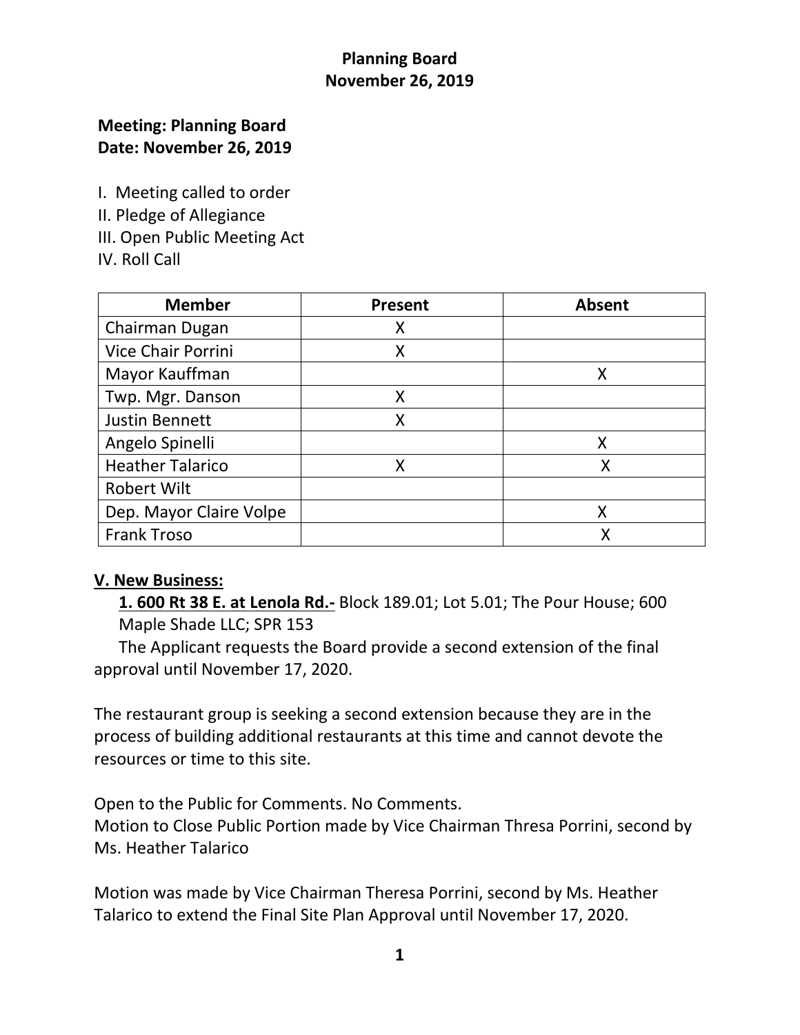**Meeting: Planning Board**
**Date: November 26, 2019**

I. Meeting called to order
II. Pledge of Allegiance
III. Open Public Meeting Act
IV. Roll Call

| Member | Present | Absent |
|---|---|---|
| Chairman Dugan | X | |
| Vice Chair Porrini | X | |
| Mayor Kauffman | | X |
| Twp. Mgr. Danson | X | |
| Justin Bennett | X | |
| Angelo Spinelli | | X |
| Heather Talarico | X | X |
| Robert Wilt | | |
| Dep. Mayor Claire Volpe | | X |
| Frank Troso | | X |

## V. New Business:

**1. 600 Rt 38 E. at Lenola Rd.-** Block 189.01; Lot 5.01; The Pour House; 600 Maple Shade LLC; SPR 153

The Applicant requests the Board provide a second extension of the final approval until November 17, 2020.

The restaurant group is seeking a second extension because they are in the process of building additional restaurants at this time and cannot devote the resources or time to this site.

Open to the Public for Comments. No Comments.
Motion to Close Public Portion made by Vice Chairman Thresa Porrini, second by Ms. Heather Talarico

Motion was made by Vice Chairman Theresa Porrini, second by Ms. Heather Talarico to extend the Final Site Plan Approval until November 17, 2020.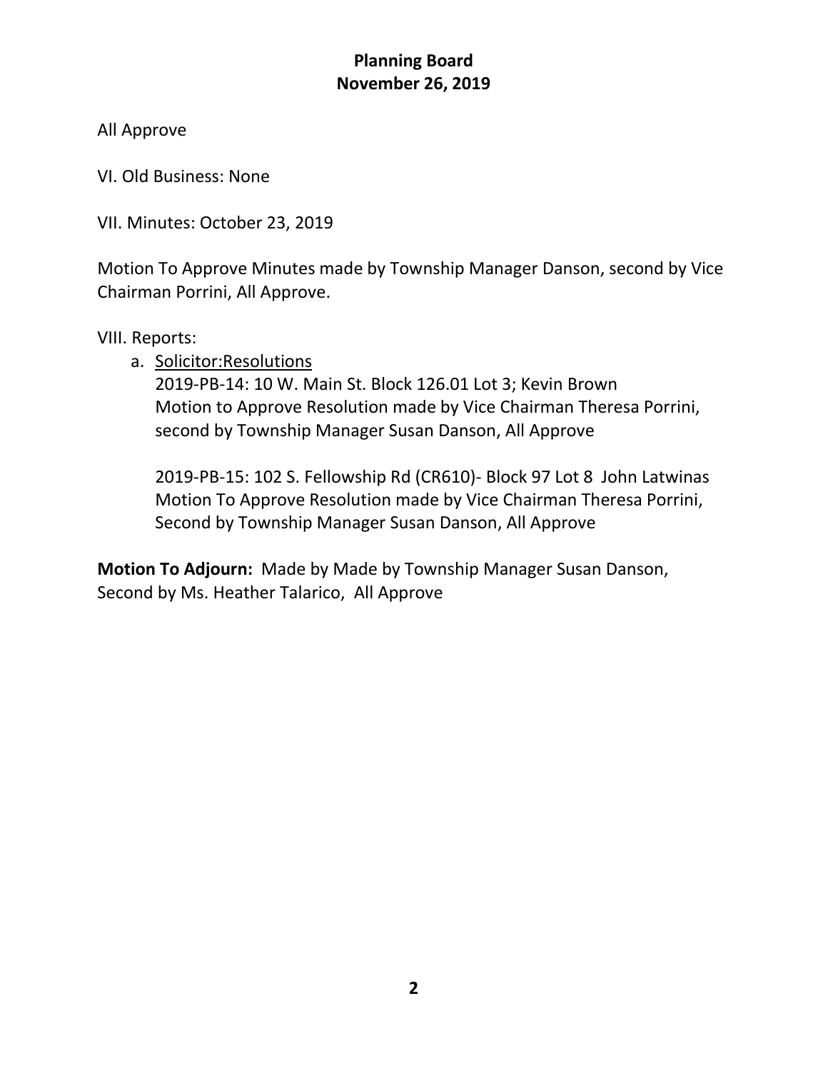All Approve

VI. Old Business: None

VII. Minutes: October 23, 2019

Motion To Approve Minutes made by Township Manager Danson, second by Vice Chairman Porrini, All Approve.

VIII. Reports:

a. Solicitor:Resolutions

   2019-PB-14: 10 W. Main St. Block 126.01 Lot 3; Kevin Brown
   Motion to Approve Resolution made by Vice Chairman Theresa Porrini, second by Township Manager Susan Danson, All Approve

   2019-PB-15: 102 S. Fellowship Rd (CR610)- Block 97 Lot 8 John Latwinas
   Motion To Approve Resolution made by Vice Chairman Theresa Porrini, Second by Township Manager Susan Danson, All Approve

**Motion To Adjourn:** Made by Made by Township Manager Susan Danson, Second by Ms. Heather Talarico, All Approve